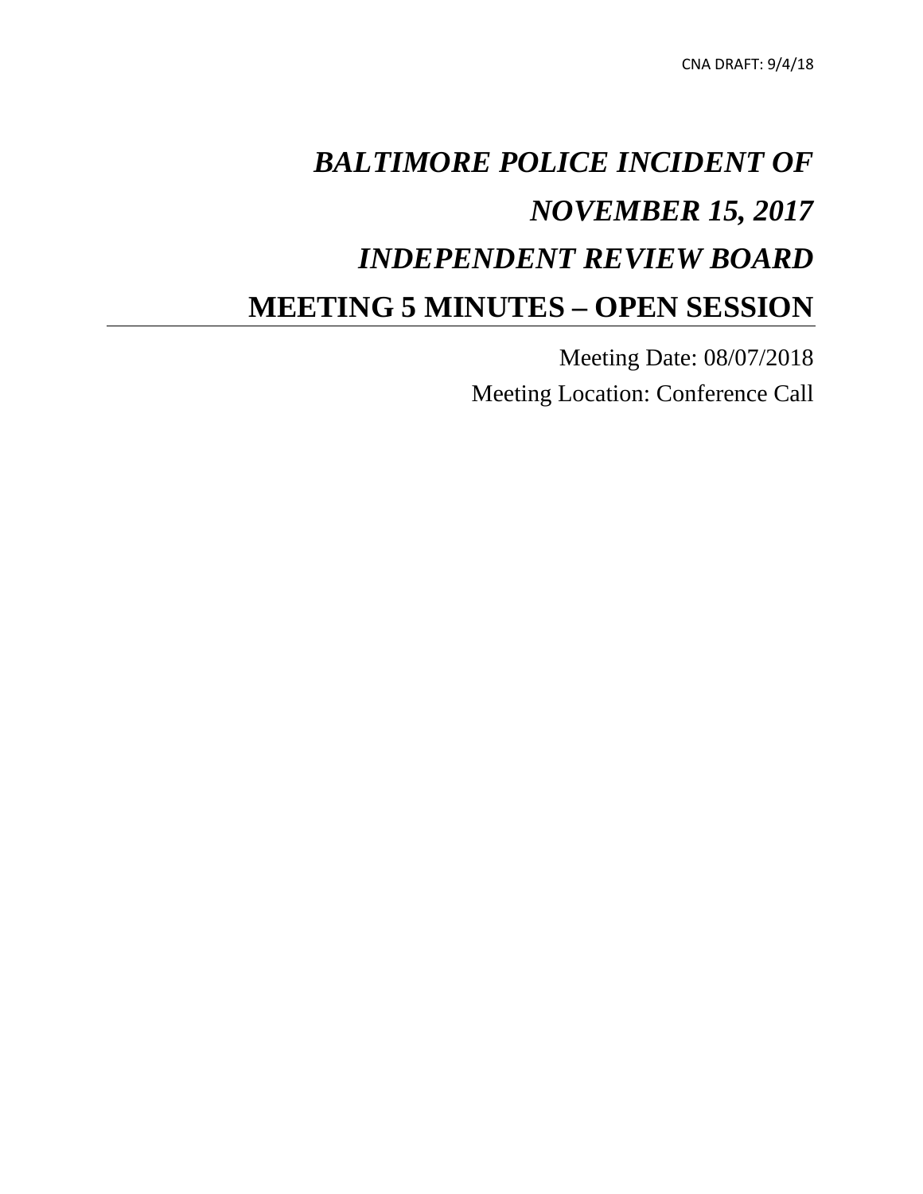CNA DRAFT: 9/4/18

# *BALTIMORE POLICE INCIDENT OF NOVEMBER 15, 2017*

# *INDEPENDENT REVIEW BOARD*

# MEETING 5 MINUTES – OPEN SESSION

Meeting Date: 08/07/2018

Meeting Location: Conference Call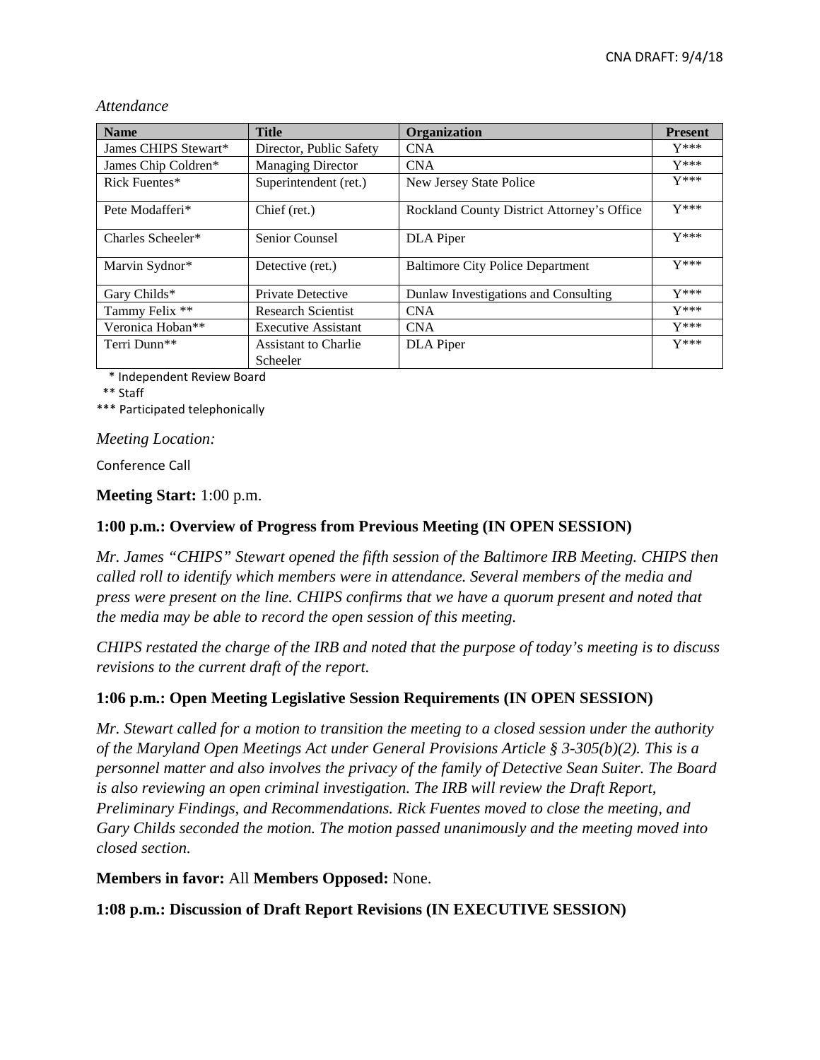*Attendance*

| Name | Title | Organization | Present |
|---|---|---|---|
| James CHIPS Stewart* | Director, Public Safety | CNA | Y*** |
| James Chip Coldren* | Managing Director | CNA | Y*** |
| Rick Fuentes* | Superintendent (ret.) | New Jersey State Police | Y*** |
| Pete Modafferi* | Chief (ret.) | Rockland County District Attorney's Office | Y*** |
| Charles Scheeler* | Senior Counsel | DLA Piper | Y*** |
| Marvin Sydnor* | Detective (ret.) | Baltimore City Police Department | Y*** |
| Gary Childs* | Private Detective | Dunlaw Investigations and Consulting | Y*** |
| Tammy Felix ** | Research Scientist | CNA | Y*** |
| Veronica Hoban** | Executive Assistant | CNA | Y*** |
| Terri Dunn** | Assistant to Charlie Scheeler | DLA Piper | Y*** |

\* Independent Review Board

** Staff

*** Participated telephonically

*Meeting Location:*

Conference Call

**Meeting Start:** 1:00 p.m.

**1:00 p.m.: Overview of Progress from Previous Meeting (IN OPEN SESSION)**

*Mr. James "CHIPS" Stewart opened the fifth session of the Baltimore IRB Meeting. CHIPS then called roll to identify which members were in attendance. Several members of the media and press were present on the line. CHIPS confirms that we have a quorum present and noted that the media may be able to record the open session of this meeting.*

*CHIPS restated the charge of the IRB and noted that the purpose of today's meeting is to discuss revisions to the current draft of the report.*

**1:06 p.m.: Open Meeting Legislative Session Requirements (IN OPEN SESSION)**

*Mr. Stewart called for a motion to transition the meeting to a closed session under the authority of the Maryland Open Meetings Act under General Provisions Article § 3-305(b)(2). This is a personnel matter and also involves the privacy of the family of Detective Sean Suiter. The Board is also reviewing an open criminal investigation. The IRB will review the Draft Report, Preliminary Findings, and Recommendations. Rick Fuentes moved to close the meeting, and Gary Childs seconded the motion. The motion passed unanimously and the meeting moved into closed section.*

**Members in favor:** All **Members Opposed:** None.

**1:08 p.m.: Discussion of Draft Report Revisions (IN EXECUTIVE SESSION)**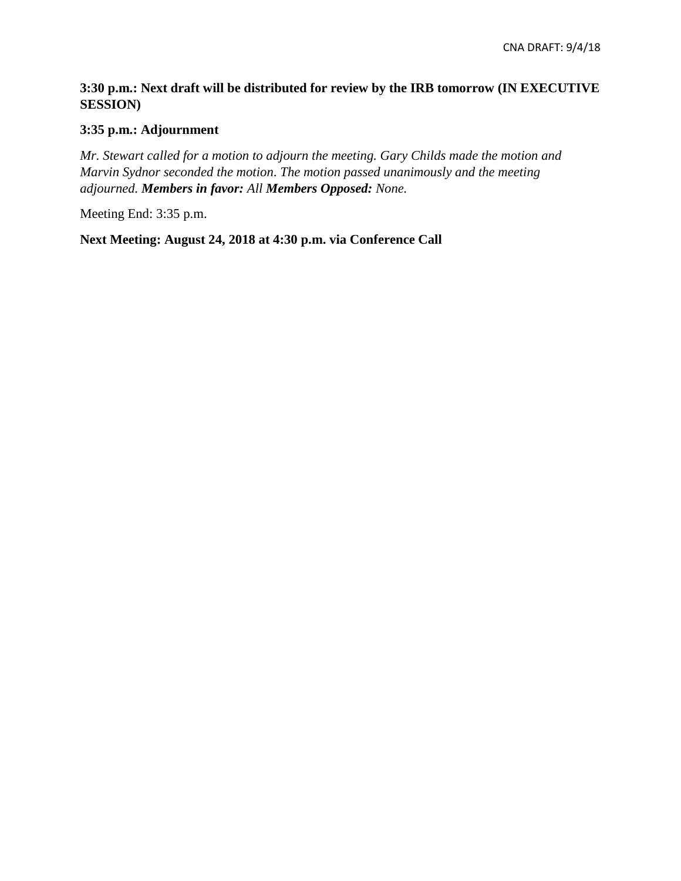**3:30 p.m.: Next draft will be distributed for review by the IRB tomorrow (IN EXECUTIVE SESSION)**

**3:35 p.m.: Adjournment**

*Mr. Stewart called for a motion to adjourn the meeting. Gary Childs made the motion and Marvin Sydnor seconded the motion. The motion passed unanimously and the meeting adjourned.* ***Members in favor:*** *All* ***Members Opposed:*** *None.*

Meeting End: 3:35 p.m.

**Next Meeting: August 24, 2018 at 4:30 p.m. via Conference Call**